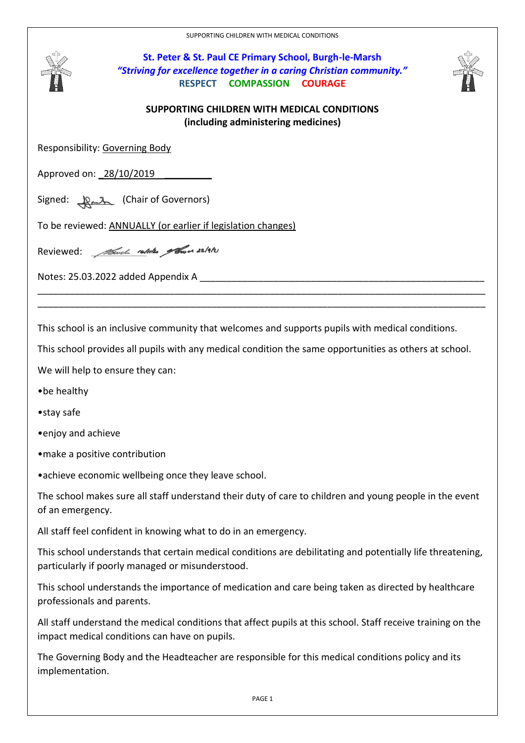**St. Peter & St. Paul CE Primary School, Burgh-le-Marsh**

***"Striving for excellence together in a caring Christian community."***

**RESPECT COMPASSION COURAGE**

# SUPPORTING CHILDREN WITH MEDICAL CONDITIONS (including administering medicines)

Responsibility: Governing Body

Approved on: 28/10/2019

Signed: (Chair of Governors)

To be reviewed: ANNUALLY (or earlier if legislation changes)

Reviewed:

Notes: 25.03.2022 added Appendix A

This school is an inclusive community that welcomes and supports pupils with medical conditions.

This school provides all pupils with any medical condition the same opportunities as others at school.

We will help to ensure they can:

- be healthy
- stay safe
- enjoy and achieve
- make a positive contribution
- achieve economic wellbeing once they leave school.

The school makes sure all staff understand their duty of care to children and young people in the event of an emergency.

All staff feel confident in knowing what to do in an emergency.

This school understands that certain medical conditions are debilitating and potentially life threatening, particularly if poorly managed or misunderstood.

This school understands the importance of medication and care being taken as directed by healthcare professionals and parents.

All staff understand the medical conditions that affect pupils at this school. Staff receive training on the impact medical conditions can have on pupils.

The Governing Body and the Headteacher are responsible for this medical conditions policy and its implementation.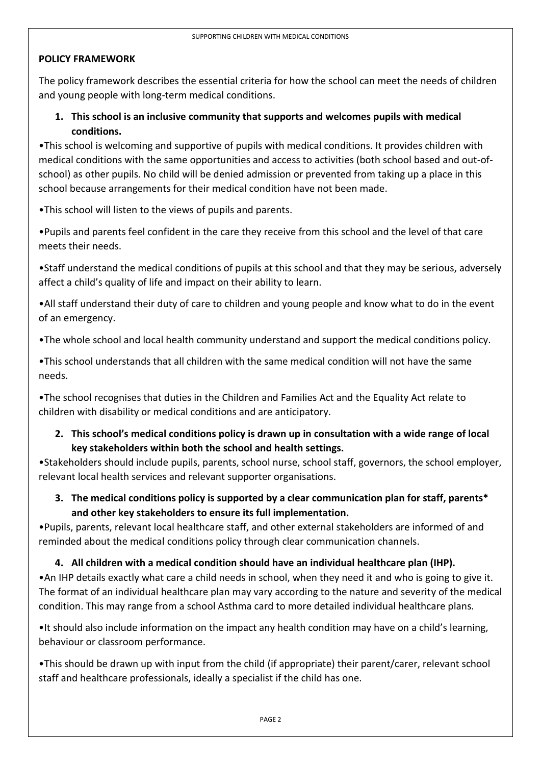## POLICY FRAMEWORK

The policy framework describes the essential criteria for how the school can meet the needs of children and young people with long-term medical conditions.

### 1. This school is an inclusive community that supports and welcomes pupils with medical conditions.

•This school is welcoming and supportive of pupils with medical conditions. It provides children with medical conditions with the same opportunities and access to activities (both school based and out-of-school) as other pupils. No child will be denied admission or prevented from taking up a place in this school because arrangements for their medical condition have not been made.

•This school will listen to the views of pupils and parents.

•Pupils and parents feel confident in the care they receive from this school and the level of that care meets their needs.

•Staff understand the medical conditions of pupils at this school and that they may be serious, adversely affect a child's quality of life and impact on their ability to learn.

•All staff understand their duty of care to children and young people and know what to do in the event of an emergency.

•The whole school and local health community understand and support the medical conditions policy.

•This school understands that all children with the same medical condition will not have the same needs.

•The school recognises that duties in the Children and Families Act and the Equality Act relate to children with disability or medical conditions and are anticipatory.

### 2. This school's medical conditions policy is drawn up in consultation with a wide range of local key stakeholders within both the school and health settings.

•Stakeholders should include pupils, parents, school nurse, school staff, governors, the school employer, relevant local health services and relevant supporter organisations.

### 3. The medical conditions policy is supported by a clear communication plan for staff, parents* and other key stakeholders to ensure its full implementation.

•Pupils, parents, relevant local healthcare staff, and other external stakeholders are informed of and reminded about the medical conditions policy through clear communication channels.

### 4. All children with a medical condition should have an individual healthcare plan (IHP).

•An IHP details exactly what care a child needs in school, when they need it and who is going to give it. The format of an individual healthcare plan may vary according to the nature and severity of the medical condition. This may range from a school Asthma card to more detailed individual healthcare plans.

•It should also include information on the impact any health condition may have on a child's learning, behaviour or classroom performance.

•This should be drawn up with input from the child (if appropriate) their parent/carer, relevant school staff and healthcare professionals, ideally a specialist if the child has one.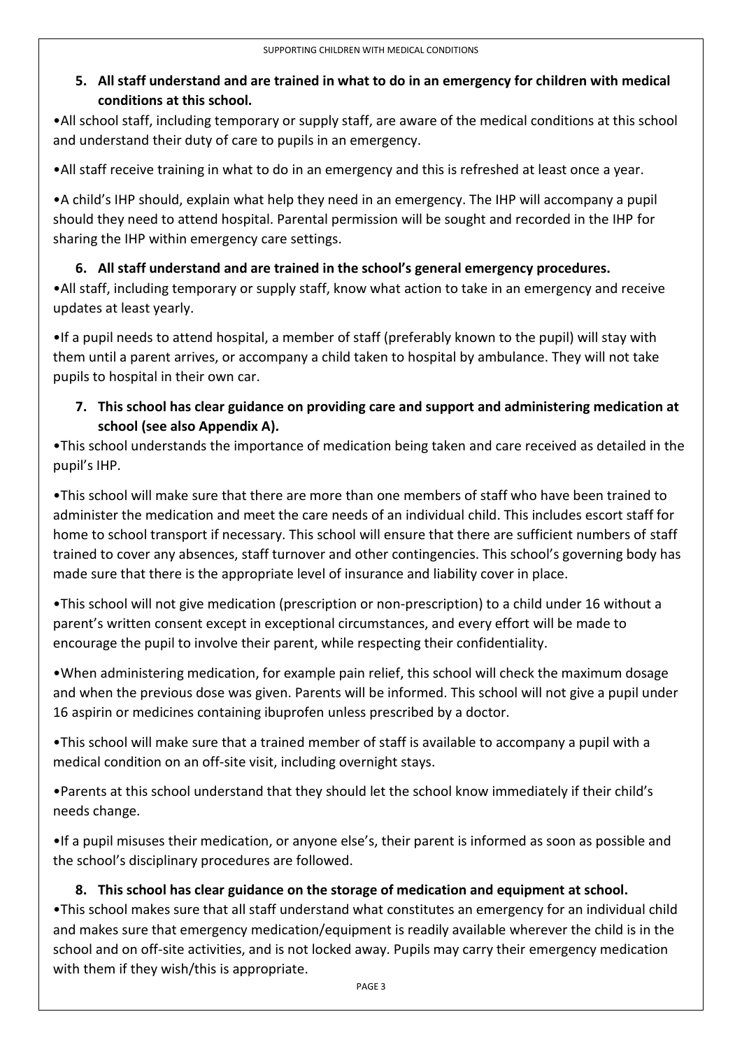5. **All staff understand and are trained in what to do in an emergency for children with medical conditions at this school.**

•All school staff, including temporary or supply staff, are aware of the medical conditions at this school and understand their duty of care to pupils in an emergency.

•All staff receive training in what to do in an emergency and this is refreshed at least once a year.

•A child's IHP should, explain what help they need in an emergency. The IHP will accompany a pupil should they need to attend hospital. Parental permission will be sought and recorded in the IHP for sharing the IHP within emergency care settings.

6. **All staff understand and are trained in the school's general emergency procedures.**

•All staff, including temporary or supply staff, know what action to take in an emergency and receive updates at least yearly.

•If a pupil needs to attend hospital, a member of staff (preferably known to the pupil) will stay with them until a parent arrives, or accompany a child taken to hospital by ambulance. They will not take pupils to hospital in their own car.

7. **This school has clear guidance on providing care and support and administering medication at school (see also Appendix A).**

•This school understands the importance of medication being taken and care received as detailed in the pupil's IHP.

•This school will make sure that there are more than one members of staff who have been trained to administer the medication and meet the care needs of an individual child. This includes escort staff for home to school transport if necessary. This school will ensure that there are sufficient numbers of staff trained to cover any absences, staff turnover and other contingencies. This school's governing body has made sure that there is the appropriate level of insurance and liability cover in place.

•This school will not give medication (prescription or non-prescription) to a child under 16 without a parent's written consent except in exceptional circumstances, and every effort will be made to encourage the pupil to involve their parent, while respecting their confidentiality.

•When administering medication, for example pain relief, this school will check the maximum dosage and when the previous dose was given. Parents will be informed. This school will not give a pupil under 16 aspirin or medicines containing ibuprofen unless prescribed by a doctor.

•This school will make sure that a trained member of staff is available to accompany a pupil with a medical condition on an off-site visit, including overnight stays.

•Parents at this school understand that they should let the school know immediately if their child's needs change.

•If a pupil misuses their medication, or anyone else's, their parent is informed as soon as possible and the school's disciplinary procedures are followed.

8. **This school has clear guidance on the storage of medication and equipment at school.**

•This school makes sure that all staff understand what constitutes an emergency for an individual child and makes sure that emergency medication/equipment is readily available wherever the child is in the school and on off-site activities, and is not locked away. Pupils may carry their emergency medication with them if they wish/this is appropriate.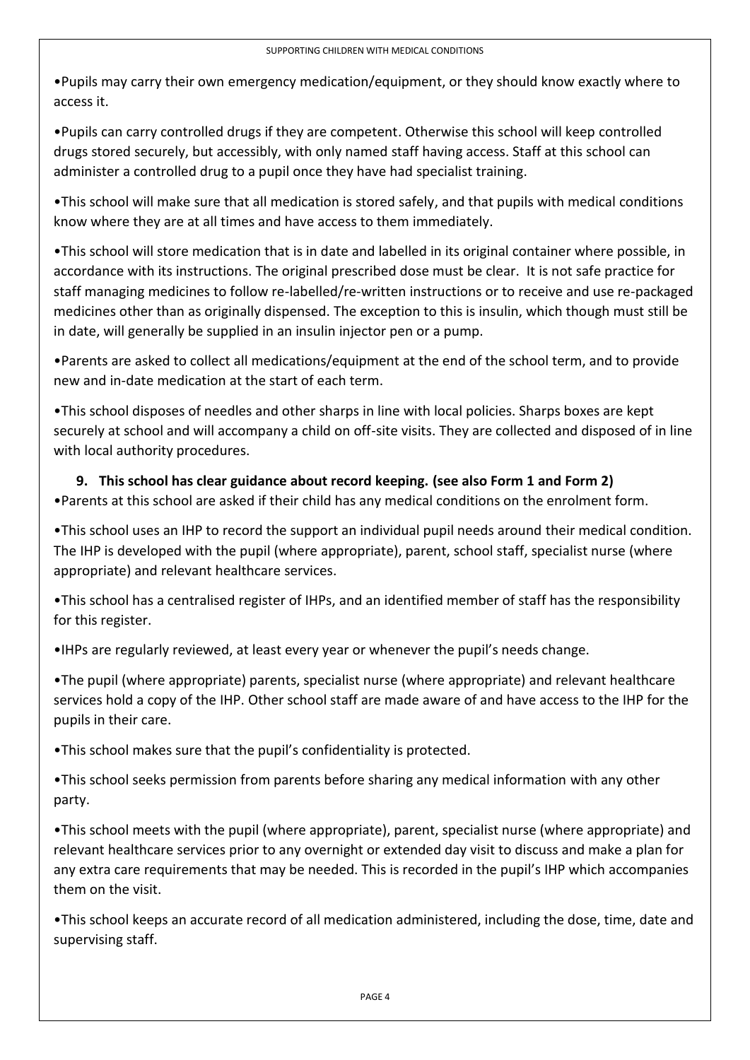•Pupils may carry their own emergency medication/equipment, or they should know exactly where to access it.

•Pupils can carry controlled drugs if they are competent. Otherwise this school will keep controlled drugs stored securely, but accessibly, with only named staff having access. Staff at this school can administer a controlled drug to a pupil once they have had specialist training.

•This school will make sure that all medication is stored safely, and that pupils with medical conditions know where they are at all times and have access to them immediately.

•This school will store medication that is in date and labelled in its original container where possible, in accordance with its instructions. The original prescribed dose must be clear. It is not safe practice for staff managing medicines to follow re-labelled/re-written instructions or to receive and use re-packaged medicines other than as originally dispensed. The exception to this is insulin, which though must still be in date, will generally be supplied in an insulin injector pen or a pump.

•Parents are asked to collect all medications/equipment at the end of the school term, and to provide new and in-date medication at the start of each term.

•This school disposes of needles and other sharps in line with local policies. Sharps boxes are kept securely at school and will accompany a child on off-site visits. They are collected and disposed of in line with local authority procedures.

**9. This school has clear guidance about record keeping. (see also Form 1 and Form 2)**

•Parents at this school are asked if their child has any medical conditions on the enrolment form.

•This school uses an IHP to record the support an individual pupil needs around their medical condition. The IHP is developed with the pupil (where appropriate), parent, school staff, specialist nurse (where appropriate) and relevant healthcare services.

•This school has a centralised register of IHPs, and an identified member of staff has the responsibility for this register.

•IHPs are regularly reviewed, at least every year or whenever the pupil's needs change.

•The pupil (where appropriate) parents, specialist nurse (where appropriate) and relevant healthcare services hold a copy of the IHP. Other school staff are made aware of and have access to the IHP for the pupils in their care.

•This school makes sure that the pupil's confidentiality is protected.

•This school seeks permission from parents before sharing any medical information with any other party.

•This school meets with the pupil (where appropriate), parent, specialist nurse (where appropriate) and relevant healthcare services prior to any overnight or extended day visit to discuss and make a plan for any extra care requirements that may be needed. This is recorded in the pupil's IHP which accompanies them on the visit.

•This school keeps an accurate record of all medication administered, including the dose, time, date and supervising staff.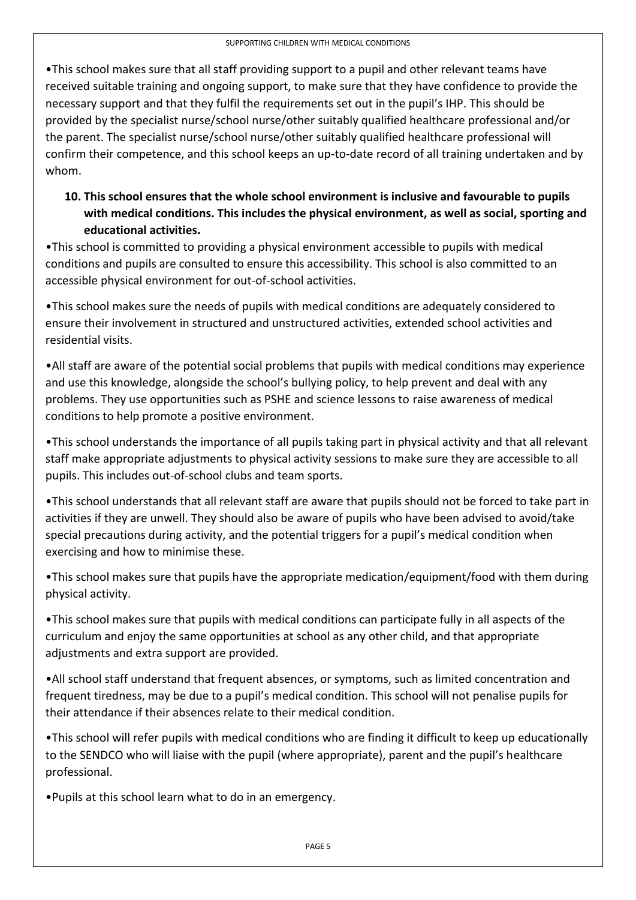•This school makes sure that all staff providing support to a pupil and other relevant teams have received suitable training and ongoing support, to make sure that they have confidence to provide the necessary support and that they fulfil the requirements set out in the pupil's IHP. This should be provided by the specialist nurse/school nurse/other suitably qualified healthcare professional and/or the parent. The specialist nurse/school nurse/other suitably qualified healthcare professional will confirm their competence, and this school keeps an up-to-date record of all training undertaken and by whom.

**10. This school ensures that the whole school environment is inclusive and favourable to pupils with medical conditions. This includes the physical environment, as well as social, sporting and educational activities.**

•This school is committed to providing a physical environment accessible to pupils with medical conditions and pupils are consulted to ensure this accessibility. This school is also committed to an accessible physical environment for out-of-school activities.

•This school makes sure the needs of pupils with medical conditions are adequately considered to ensure their involvement in structured and unstructured activities, extended school activities and residential visits.

•All staff are aware of the potential social problems that pupils with medical conditions may experience and use this knowledge, alongside the school's bullying policy, to help prevent and deal with any problems. They use opportunities such as PSHE and science lessons to raise awareness of medical conditions to help promote a positive environment.

•This school understands the importance of all pupils taking part in physical activity and that all relevant staff make appropriate adjustments to physical activity sessions to make sure they are accessible to all pupils. This includes out-of-school clubs and team sports.

•This school understands that all relevant staff are aware that pupils should not be forced to take part in activities if they are unwell. They should also be aware of pupils who have been advised to avoid/take special precautions during activity, and the potential triggers for a pupil's medical condition when exercising and how to minimise these.

•This school makes sure that pupils have the appropriate medication/equipment/food with them during physical activity.

•This school makes sure that pupils with medical conditions can participate fully in all aspects of the curriculum and enjoy the same opportunities at school as any other child, and that appropriate adjustments and extra support are provided.

•All school staff understand that frequent absences, or symptoms, such as limited concentration and frequent tiredness, may be due to a pupil's medical condition. This school will not penalise pupils for their attendance if their absences relate to their medical condition.

•This school will refer pupils with medical conditions who are finding it difficult to keep up educationally to the SENDCO who will liaise with the pupil (where appropriate), parent and the pupil's healthcare professional.

•Pupils at this school learn what to do in an emergency.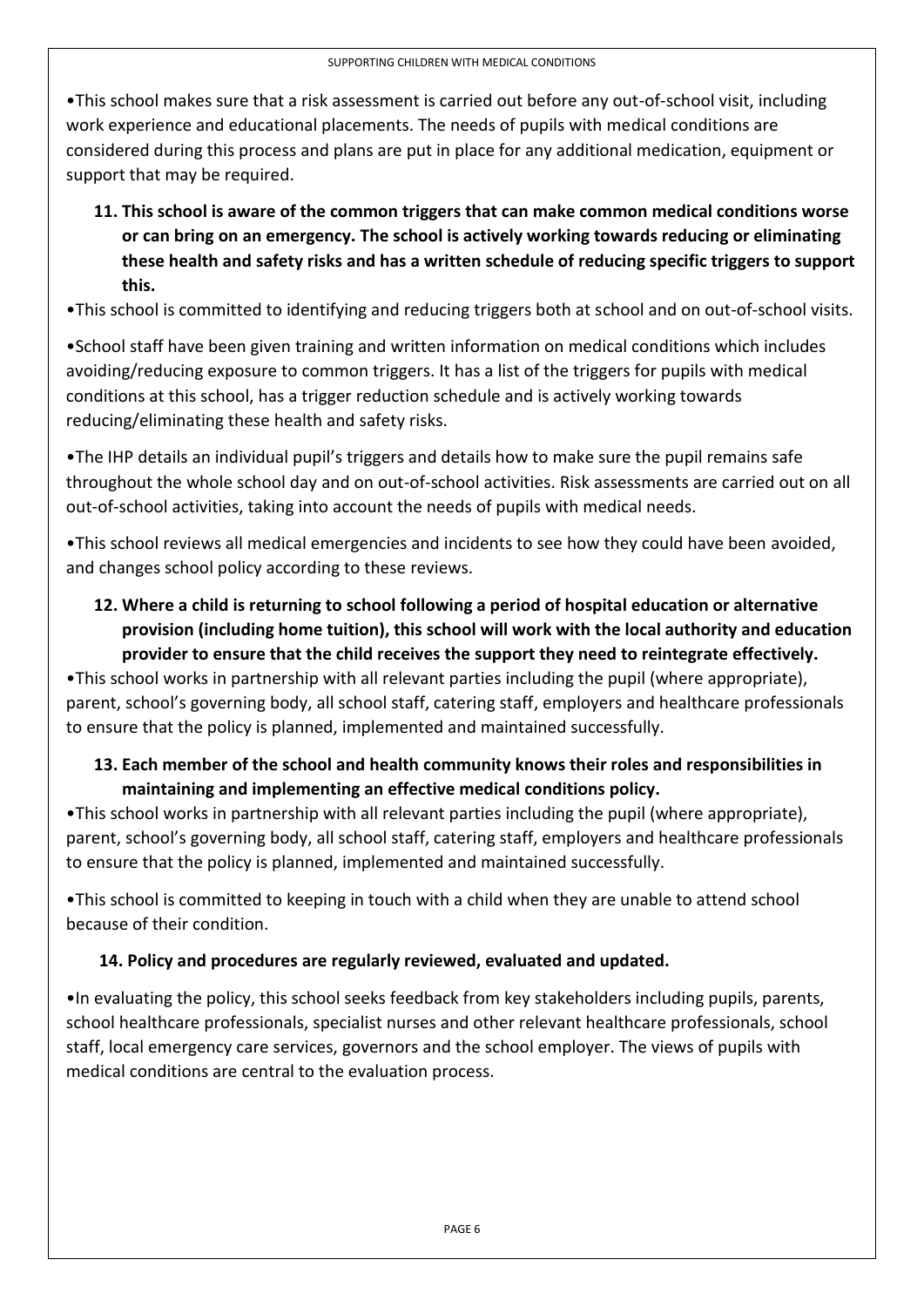•This school makes sure that a risk assessment is carried out before any out-of-school visit, including work experience and educational placements. The needs of pupils with medical conditions are considered during this process and plans are put in place for any additional medication, equipment or support that may be required.

**11. This school is aware of the common triggers that can make common medical conditions worse or can bring on an emergency. The school is actively working towards reducing or eliminating these health and safety risks and has a written schedule of reducing specific triggers to support this.**

•This school is committed to identifying and reducing triggers both at school and on out-of-school visits.

•School staff have been given training and written information on medical conditions which includes avoiding/reducing exposure to common triggers. It has a list of the triggers for pupils with medical conditions at this school, has a trigger reduction schedule and is actively working towards reducing/eliminating these health and safety risks.

•The IHP details an individual pupil's triggers and details how to make sure the pupil remains safe throughout the whole school day and on out-of-school activities. Risk assessments are carried out on all out-of-school activities, taking into account the needs of pupils with medical needs.

•This school reviews all medical emergencies and incidents to see how they could have been avoided, and changes school policy according to these reviews.

**12. Where a child is returning to school following a period of hospital education or alternative provision (including home tuition), this school will work with the local authority and education provider to ensure that the child receives the support they need to reintegrate effectively.**

•This school works in partnership with all relevant parties including the pupil (where appropriate), parent, school's governing body, all school staff, catering staff, employers and healthcare professionals to ensure that the policy is planned, implemented and maintained successfully.

**13. Each member of the school and health community knows their roles and responsibilities in maintaining and implementing an effective medical conditions policy.**

•This school works in partnership with all relevant parties including the pupil (where appropriate), parent, school's governing body, all school staff, catering staff, employers and healthcare professionals to ensure that the policy is planned, implemented and maintained successfully.

•This school is committed to keeping in touch with a child when they are unable to attend school because of their condition.

**14. Policy and procedures are regularly reviewed, evaluated and updated.**

•In evaluating the policy, this school seeks feedback from key stakeholders including pupils, parents, school healthcare professionals, specialist nurses and other relevant healthcare professionals, school staff, local emergency care services, governors and the school employer. The views of pupils with medical conditions are central to the evaluation process.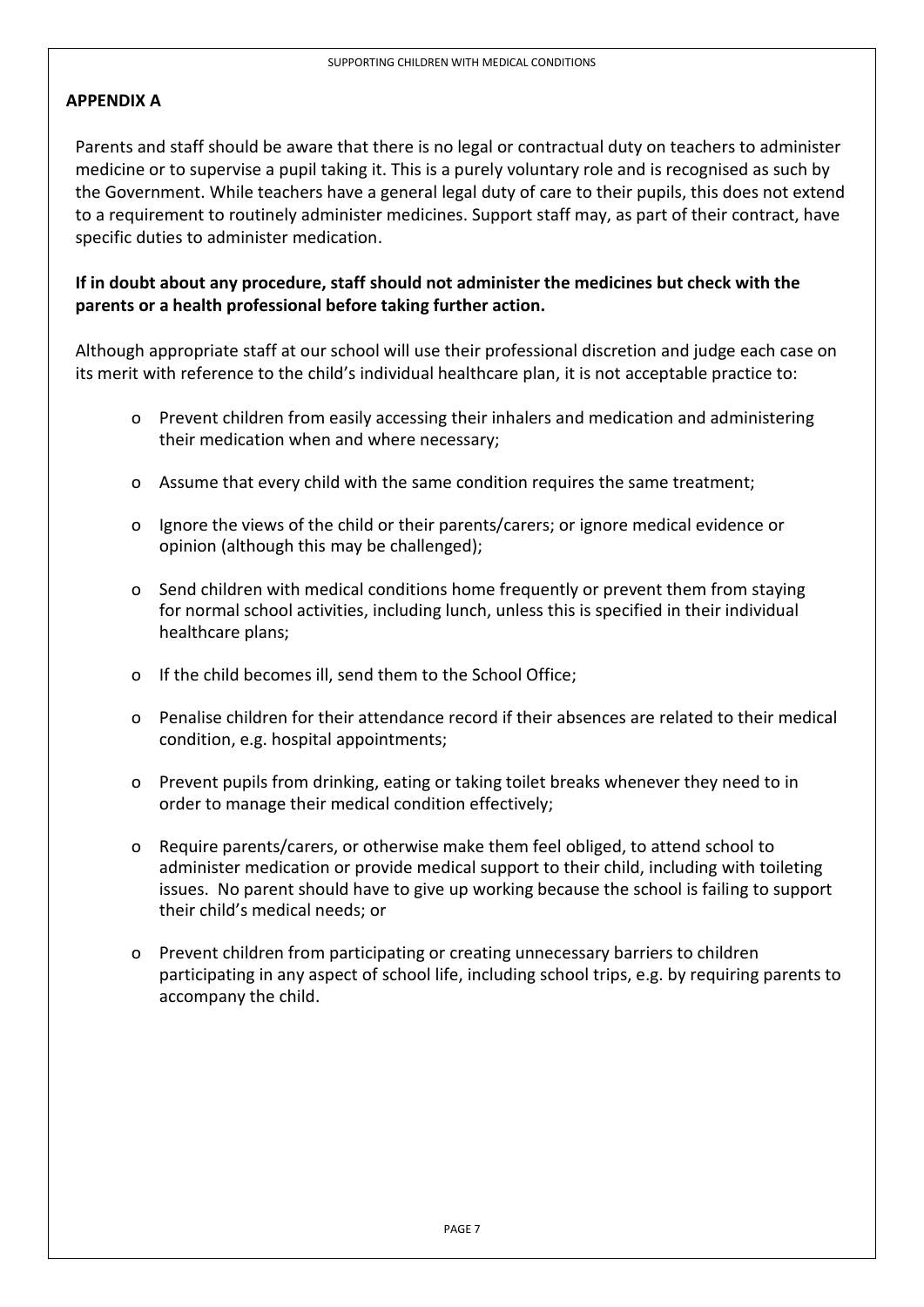## APPENDIX A

Parents and staff should be aware that there is no legal or contractual duty on teachers to administer medicine or to supervise a pupil taking it. This is a purely voluntary role and is recognised as such by the Government. While teachers have a general legal duty of care to their pupils, this does not extend to a requirement to routinely administer medicines. Support staff may, as part of their contract, have specific duties to administer medication.

**If in doubt about any procedure, staff should not administer the medicines but check with the parents or a health professional before taking further action.**

Although appropriate staff at our school will use their professional discretion and judge each case on its merit with reference to the child's individual healthcare plan, it is not acceptable practice to:

- Prevent children from easily accessing their inhalers and medication and administering their medication when and where necessary;
- Assume that every child with the same condition requires the same treatment;
- Ignore the views of the child or their parents/carers; or ignore medical evidence or opinion (although this may be challenged);
- Send children with medical conditions home frequently or prevent them from staying for normal school activities, including lunch, unless this is specified in their individual healthcare plans;
- If the child becomes ill, send them to the School Office;
- Penalise children for their attendance record if their absences are related to their medical condition, e.g. hospital appointments;
- Prevent pupils from drinking, eating or taking toilet breaks whenever they need to in order to manage their medical condition effectively;
- Require parents/carers, or otherwise make them feel obliged, to attend school to administer medication or provide medical support to their child, including with toileting issues. No parent should have to give up working because the school is failing to support their child's medical needs; or
- Prevent children from participating or creating unnecessary barriers to children participating in any aspect of school life, including school trips, e.g. by requiring parents to accompany the child.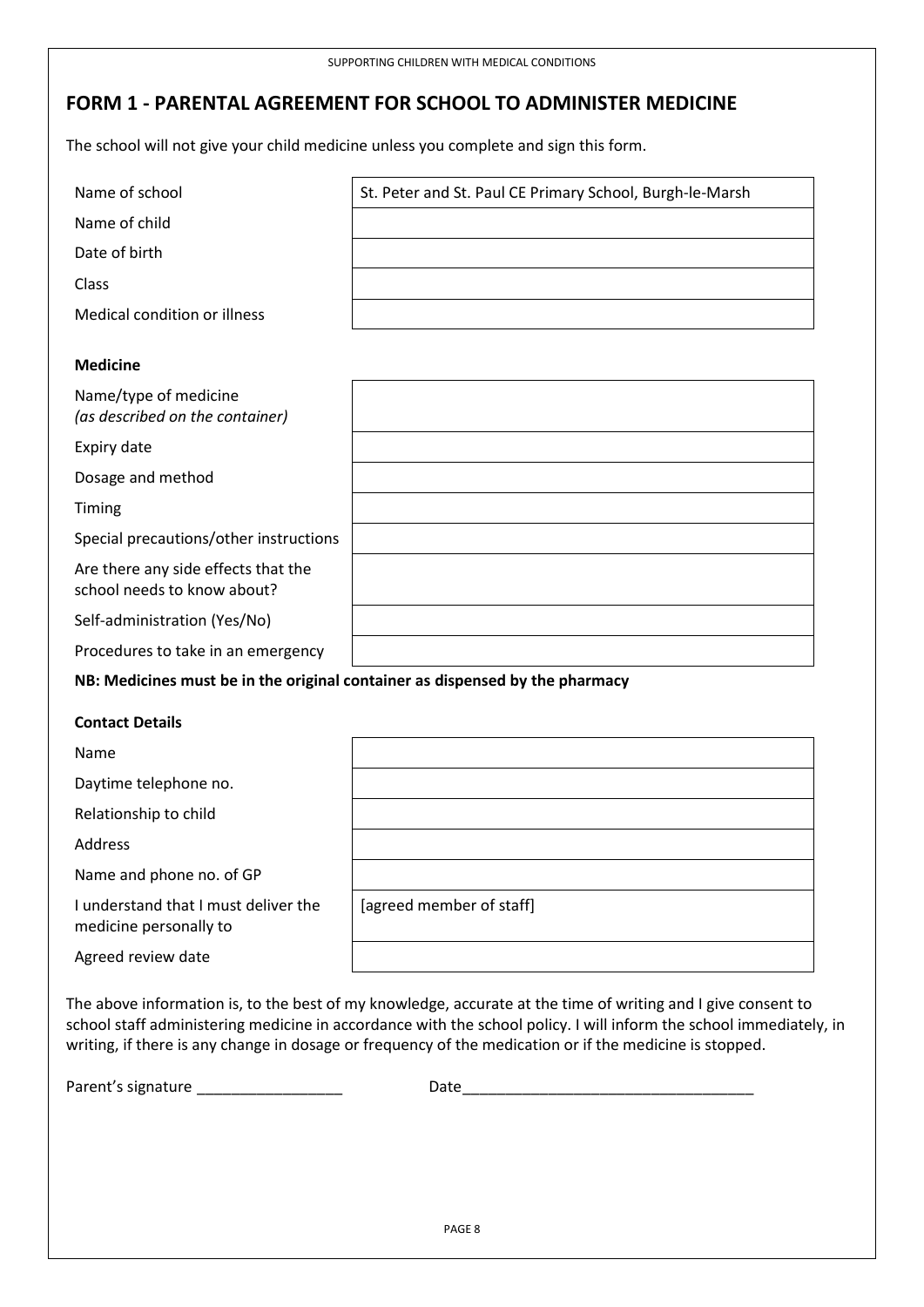# FORM 1 - PARENTAL AGREEMENT FOR SCHOOL TO ADMINISTER MEDICINE

The school will not give your child medicine unless you complete and sign this form.

| | |
|---|---|
| Name of school | St. Peter and St. Paul CE Primary School, Burgh-le-Marsh |
| Name of child | |
| Date of birth | |
| Class | |
| Medical condition or illness | |

**Medicine**

| | |
|---|---|
| Name/type of medicine *(as described on the container)* | |
| Expiry date | |
| Dosage and method | |
| Timing | |
| Special precautions/other instructions | |
| Are there any side effects that the school needs to know about? | |
| Self-administration (Yes/No) | |
| Procedures to take in an emergency | |

**NB: Medicines must be in the original container as dispensed by the pharmacy**

**Contact Details**

| | |
|---|---|
| Name | |
| Daytime telephone no. | |
| Relationship to child | |
| Address | |
| Name and phone no. of GP | |
| I understand that I must deliver the medicine personally to | [agreed member of staff] |
| Agreed review date | |

The above information is, to the best of my knowledge, accurate at the time of writing and I give consent to school staff administering medicine in accordance with the school policy. I will inform the school immediately, in writing, if there is any change in dosage or frequency of the medication or if the medicine is stopped.

Parent's signature _________________ Date__________________________________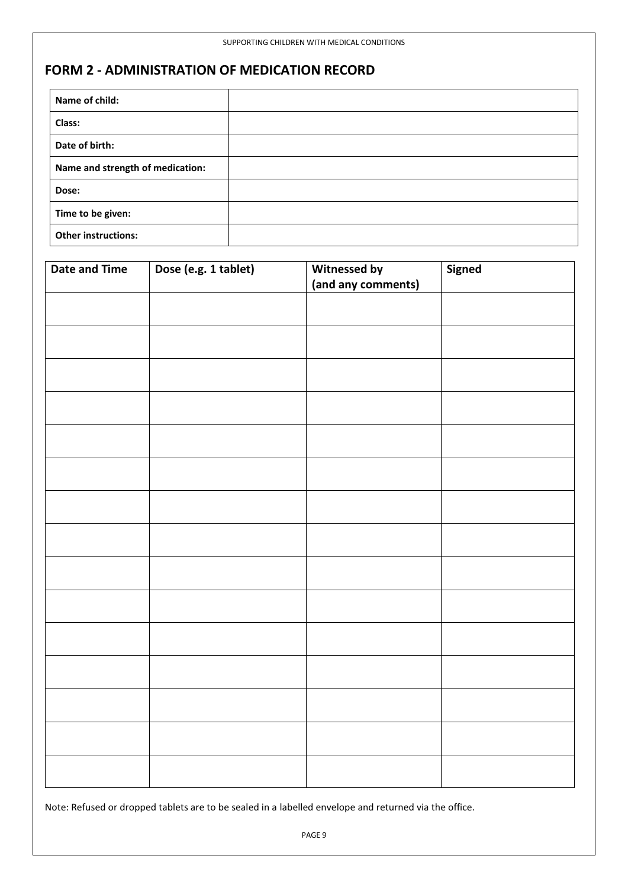## FORM 2 - ADMINISTRATION OF MEDICATION RECORD

| | |
|---|---|
| **Name of child:** | |
| **Class:** | |
| **Date of birth:** | |
| **Name and strength of medication:** | |
| **Dose:** | |
| **Time to be given:** | |
| **Other instructions:** | |

| Date and Time | Dose (e.g. 1 tablet) | Witnessed by (and any comments) | Signed |
|---|---|---|---|
| | | | |
| | | | |
| | | | |
| | | | |
| | | | |
| | | | |
| | | | |
| | | | |
| | | | |
| | | | |
| | | | |
| | | | |
| | | | |
| | | | |
| | | | |

Note: Refused or dropped tablets are to be sealed in a labelled envelope and returned via the office.